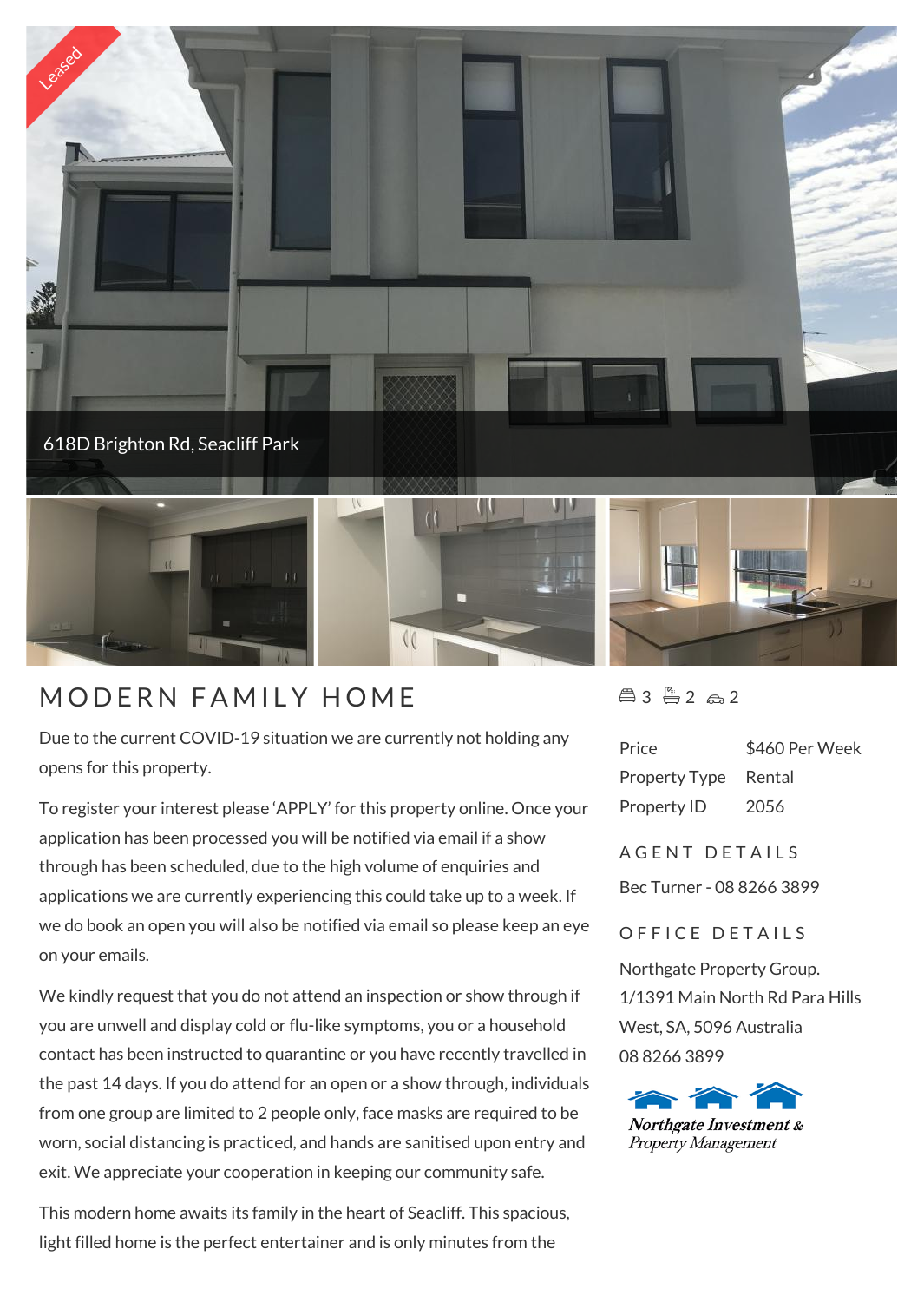Leased

618D Brighton Rd, Seacliff Park

# MODERN FAMILY HOME

3 2 2

Due to the current COVID-19 situation we are currently not holding any opens for this property.

To register your interest please 'APPLY' for this property online. Once your application has been processed you will be notified via email if a show through has been scheduled, due to the high volume of enquiries and applications we are currently experiencing this could take up to a week. If we do book an open you will also be notified via email so please keep an eye on your emails.

We kindly request that you do not attend an inspection or show through if you are unwell and display cold or flu-like symptoms, you or a household contact has been instructed to quarantine or you have recently travelled in the past 14 days. If you do attend for an open or a show through, individuals from one group are limited to 2 people only, face masks are required to be worn, social distancing is practiced, and hands are sanitised upon entry and exit. We appreciate your cooperation in keeping our community safe.

This modern home awaits its family in the heart of Seacliff. This spacious, light filled home is the perfect entertainer and is only minutes from the

| | |
|---|---|
| Price | $460 Per Week |
| Property Type | Rental |
| Property ID | 2056 |

## AGENT DETAILS

Bec Turner - 08 8266 3899

## OFFICE DETAILS

Northgate Property Group.
1/1391 Main North Rd Para Hills West, SA, 5096 Australia
08 8266 3899

Northgate Investment & Property Management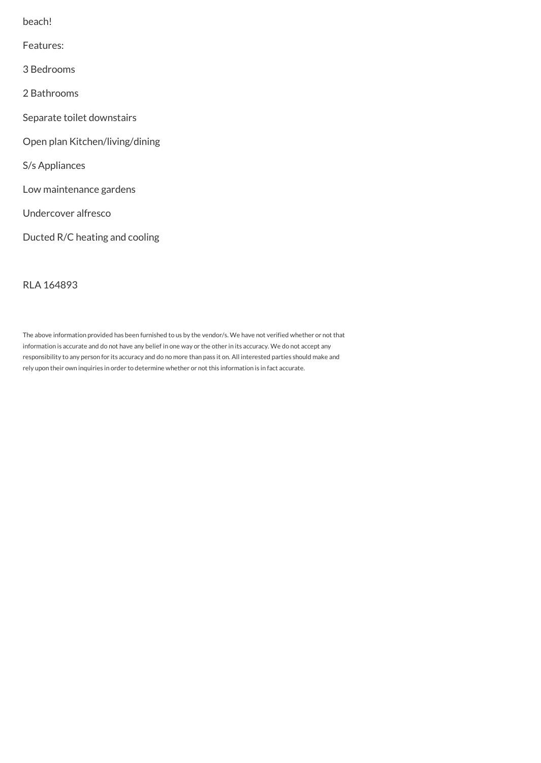beach!

Features:

3 Bedrooms

2 Bathrooms

Separate toilet downstairs

Open plan Kitchen/living/dining

S/s Appliances

Low maintenance gardens

Undercover alfresco

Ducted R/C heating and cooling

RLA 164893

The above information provided has been furnished to us by the vendor/s. We have not verified whether or not that information is accurate and do not have any belief in one way or the other in its accuracy. We do not accept any responsibility to any person for its accuracy and do no more than pass it on. All interested parties should make and rely upon their own inquiries in order to determine whether or not this information is in fact accurate.